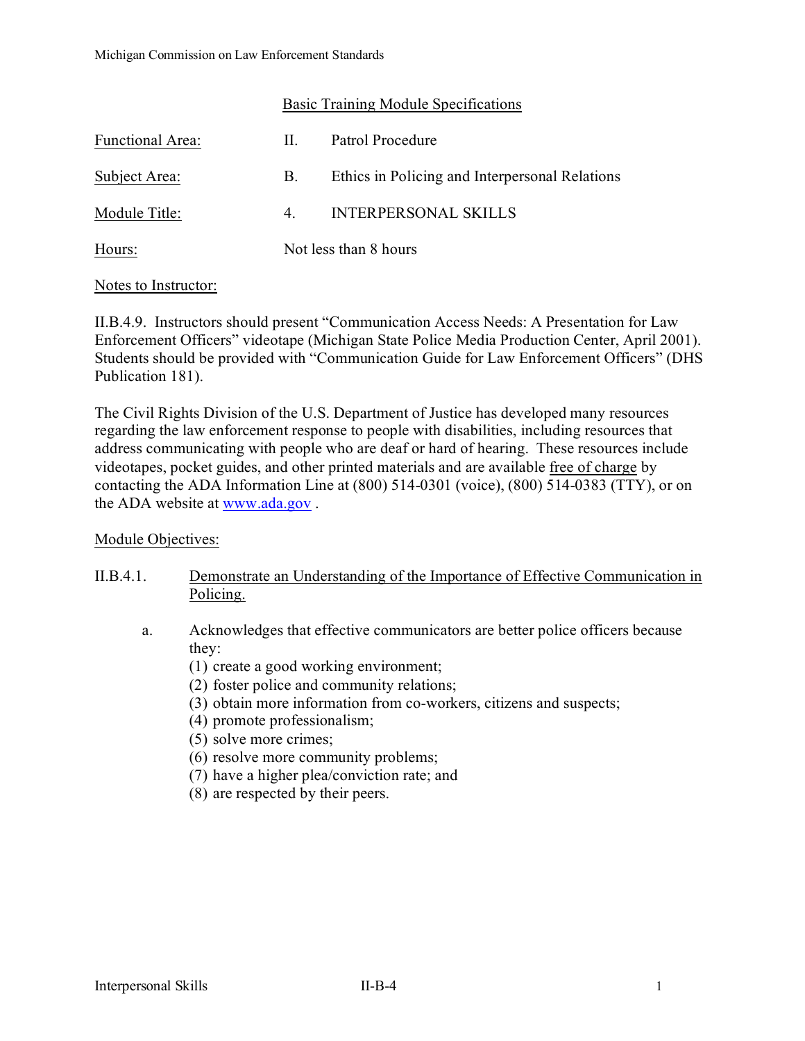## Basic Training Module Specifications

| | | |
|---|---|---|
| Functional Area: | II. | Patrol Procedure |
| Subject Area: | B. | Ethics in Policing and Interpersonal Relations |
| Module Title: | 4. | INTERPERSONAL SKILLS |
| Hours: | Not less than 8 hours | |

Notes to Instructor:

II.B.4.9. Instructors should present "Communication Access Needs: A Presentation for Law Enforcement Officers" videotape (Michigan State Police Media Production Center, April 2001). Students should be provided with "Communication Guide for Law Enforcement Officers" (DHS Publication 181).

The Civil Rights Division of the U.S. Department of Justice has developed many resources regarding the law enforcement response to people with disabilities, including resources that address communicating with people who are deaf or hard of hearing. These resources include videotapes, pocket guides, and other printed materials and are available free of charge by contacting the ADA Information Line at (800) 514-0301 (voice), (800) 514-0383 (TTY), or on the ADA website at [www.ada.gov](http://www.ada.gov) .

Module Objectives:

II.B.4.1. Demonstrate an Understanding of the Importance of Effective Communication in Policing.

a. Acknowledges that effective communicators are better police officers because they:
   (1) create a good working environment;
   (2) foster police and community relations;
   (3) obtain more information from co-workers, citizens and suspects;
   (4) promote professionalism;
   (5) solve more crimes;
   (6) resolve more community problems;
   (7) have a higher plea/conviction rate; and
   (8) are respected by their peers.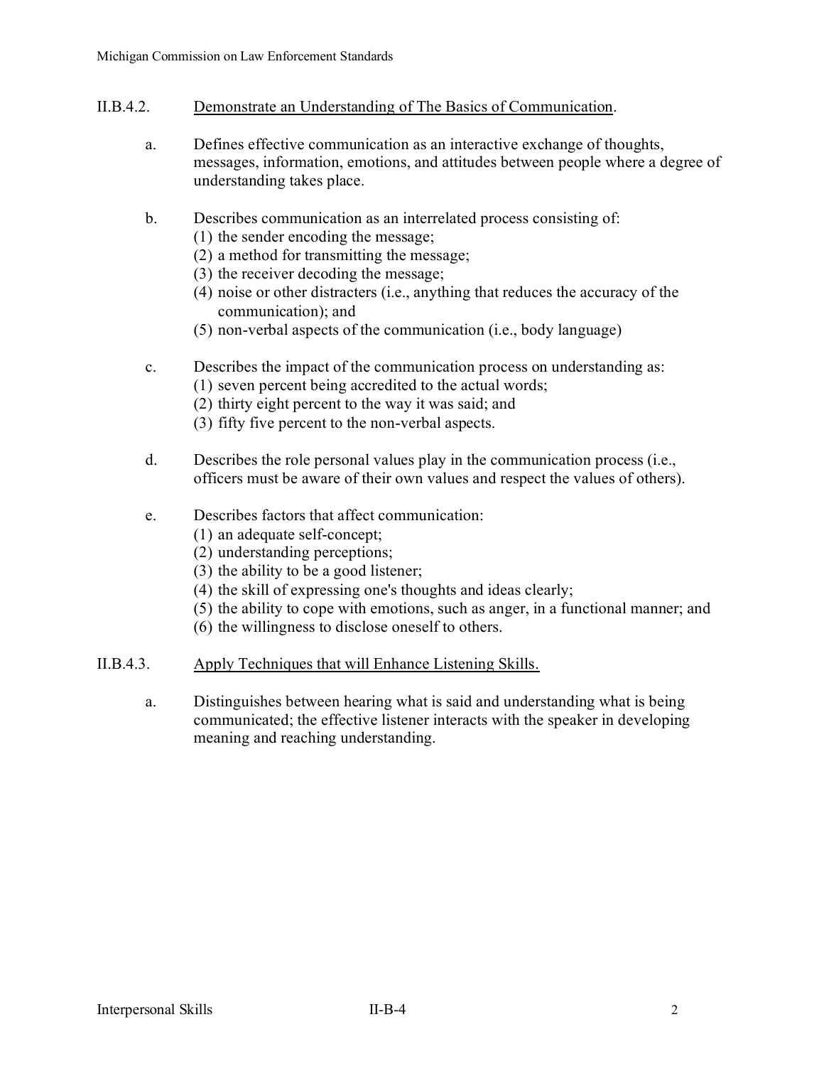II.B.4.2. Demonstrate an Understanding of The Basics of Communication.

a. Defines effective communication as an interactive exchange of thoughts, messages, information, emotions, and attitudes between people where a degree of understanding takes place.

b. Describes communication as an interrelated process consisting of:
   (1) the sender encoding the message;
   (2) a method for transmitting the message;
   (3) the receiver decoding the message;
   (4) noise or other distracters (i.e., anything that reduces the accuracy of the communication); and
   (5) non-verbal aspects of the communication (i.e., body language)

c. Describes the impact of the communication process on understanding as:
   (1) seven percent being accredited to the actual words;
   (2) thirty eight percent to the way it was said; and
   (3) fifty five percent to the non-verbal aspects.

d. Describes the role personal values play in the communication process (i.e., officers must be aware of their own values and respect the values of others).

e. Describes factors that affect communication:
   (1) an adequate self-concept;
   (2) understanding perceptions;
   (3) the ability to be a good listener;
   (4) the skill of expressing one's thoughts and ideas clearly;
   (5) the ability to cope with emotions, such as anger, in a functional manner; and
   (6) the willingness to disclose oneself to others.

II.B.4.3. Apply Techniques that will Enhance Listening Skills.

a. Distinguishes between hearing what is said and understanding what is being communicated; the effective listener interacts with the speaker in developing meaning and reaching understanding.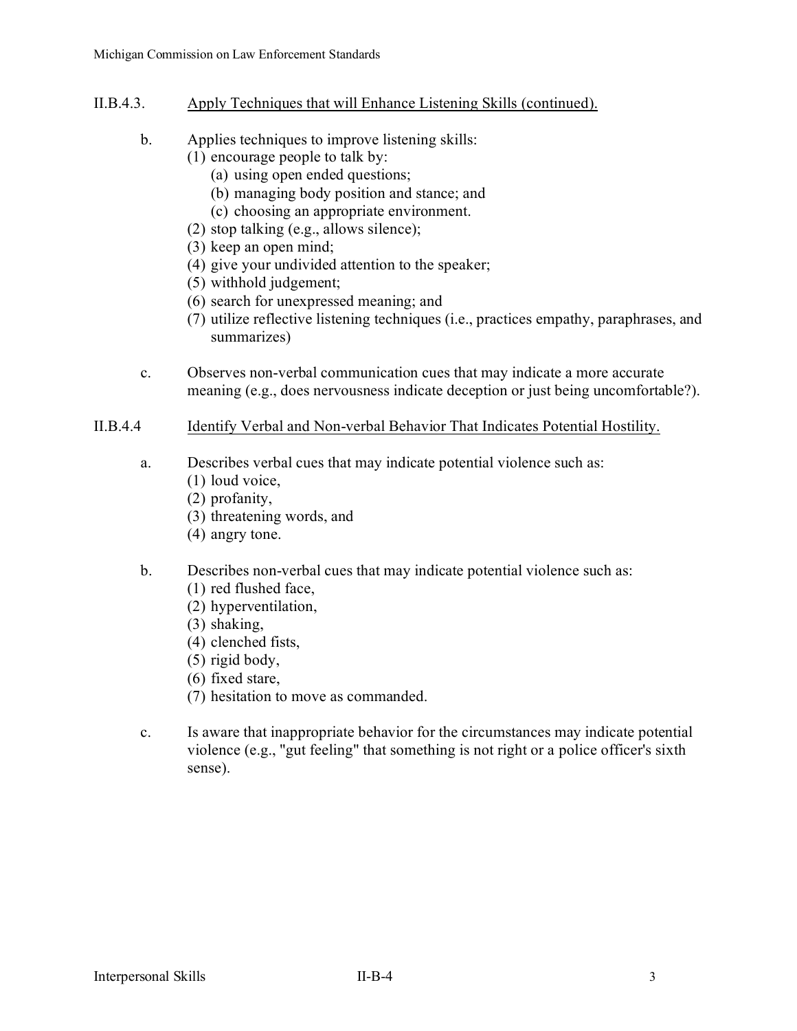## II.B.4.3. Apply Techniques that will Enhance Listening Skills (continued).

b. Applies techniques to improve listening skills:
   (1) encourage people to talk by:
      (a) using open ended questions;
      (b) managing body position and stance; and
      (c) choosing an appropriate environment.
   (2) stop talking (e.g., allows silence);
   (3) keep an open mind;
   (4) give your undivided attention to the speaker;
   (5) withhold judgement;
   (6) search for unexpressed meaning; and
   (7) utilize reflective listening techniques (i.e., practices empathy, paraphrases, and summarizes)

c. Observes non-verbal communication cues that may indicate a more accurate meaning (e.g., does nervousness indicate deception or just being uncomfortable?).

## II.B.4.4 Identify Verbal and Non-verbal Behavior That Indicates Potential Hostility.

a. Describes verbal cues that may indicate potential violence such as:
   (1) loud voice,
   (2) profanity,
   (3) threatening words, and
   (4) angry tone.

b. Describes non-verbal cues that may indicate potential violence such as:
   (1) red flushed face,
   (2) hyperventilation,
   (3) shaking,
   (4) clenched fists,
   (5) rigid body,
   (6) fixed stare,
   (7) hesitation to move as commanded.

c. Is aware that inappropriate behavior for the circumstances may indicate potential violence (e.g., "gut feeling" that something is not right or a police officer's sixth sense).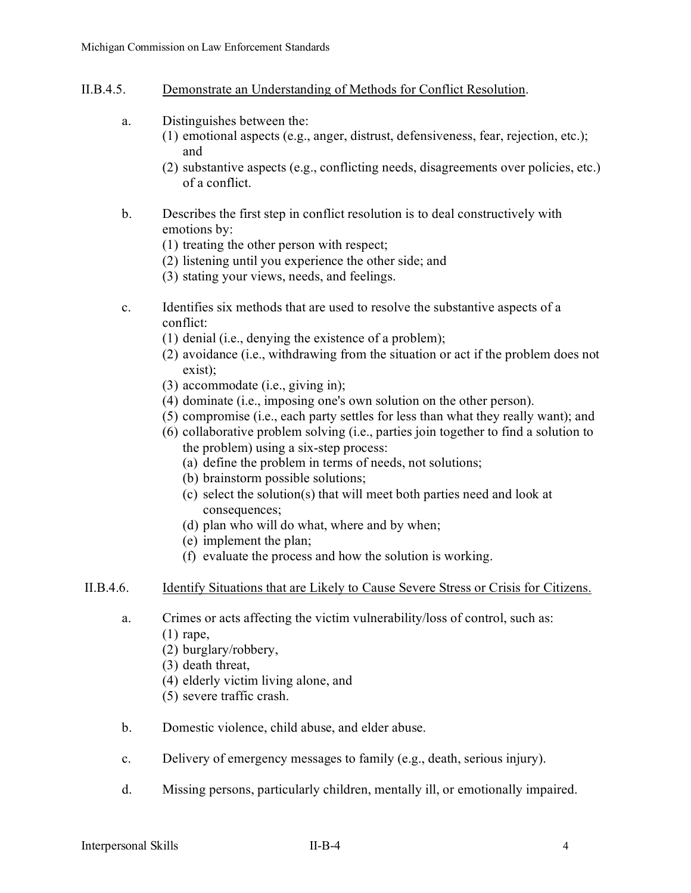II.B.4.5. Demonstrate an Understanding of Methods for Conflict Resolution.

a. Distinguishes between the:
   (1) emotional aspects (e.g., anger, distrust, defensiveness, fear, rejection, etc.); and
   (2) substantive aspects (e.g., conflicting needs, disagreements over policies, etc.) of a conflict.

b. Describes the first step in conflict resolution is to deal constructively with emotions by:
   (1) treating the other person with respect;
   (2) listening until you experience the other side; and
   (3) stating your views, needs, and feelings.

c. Identifies six methods that are used to resolve the substantive aspects of a conflict:
   (1) denial (i.e., denying the existence of a problem);
   (2) avoidance (i.e., withdrawing from the situation or act if the problem does not exist);
   (3) accommodate (i.e., giving in);
   (4) dominate (i.e., imposing one's own solution on the other person).
   (5) compromise (i.e., each party settles for less than what they really want); and
   (6) collaborative problem solving (i.e., parties join together to find a solution to the problem) using a six-step process:
      (a) define the problem in terms of needs, not solutions;
      (b) brainstorm possible solutions;
      (c) select the solution(s) that will meet both parties need and look at consequences;
      (d) plan who will do what, where and by when;
      (e) implement the plan;
      (f) evaluate the process and how the solution is working.

II.B.4.6. Identify Situations that are Likely to Cause Severe Stress or Crisis for Citizens.

a. Crimes or acts affecting the victim vulnerability/loss of control, such as:
   (1) rape,
   (2) burglary/robbery,
   (3) death threat,
   (4) elderly victim living alone, and
   (5) severe traffic crash.

b. Domestic violence, child abuse, and elder abuse.

c. Delivery of emergency messages to family (e.g., death, serious injury).

d. Missing persons, particularly children, mentally ill, or emotionally impaired.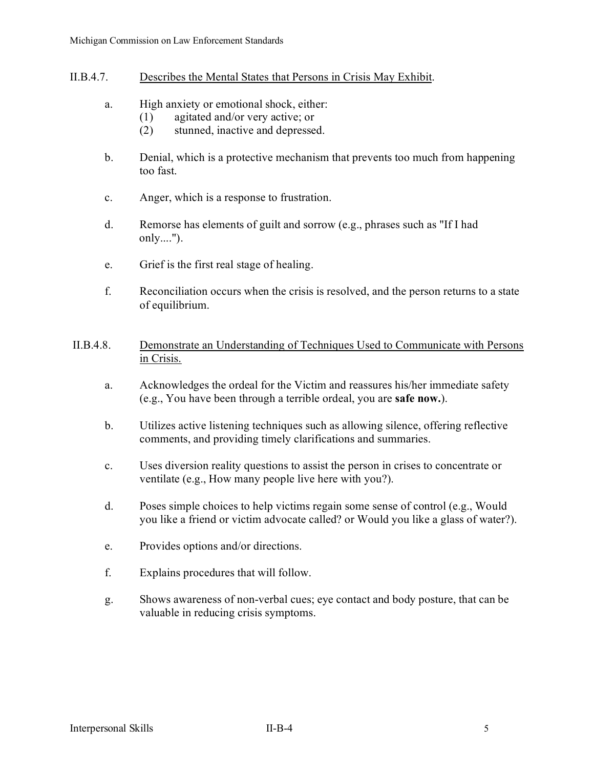II.B.4.7. <u>Describes the Mental States that Persons in Crisis May Exhibit</u>.

a. High anxiety or emotional shock, either:
   (1) agitated and/or very active; or
   (2) stunned, inactive and depressed.

b. Denial, which is a protective mechanism that prevents too much from happening too fast.

c. Anger, which is a response to frustration.

d. Remorse has elements of guilt and sorrow (e.g., phrases such as "If I had only....").

e. Grief is the first real stage of healing.

f. Reconciliation occurs when the crisis is resolved, and the person returns to a state of equilibrium.

II.B.4.8. <u>Demonstrate an Understanding of Techniques Used to Communicate with Persons in Crisis.</u>

a. Acknowledges the ordeal for the Victim and reassures his/her immediate safety (e.g., You have been through a terrible ordeal, you are **safe now.**).

b. Utilizes active listening techniques such as allowing silence, offering reflective comments, and providing timely clarifications and summaries.

c. Uses diversion reality questions to assist the person in crises to concentrate or ventilate (e.g., How many people live here with you?).

d. Poses simple choices to help victims regain some sense of control (e.g., Would you like a friend or victim advocate called? or Would you like a glass of water?).

e. Provides options and/or directions.

f. Explains procedures that will follow.

g. Shows awareness of non-verbal cues; eye contact and body posture, that can be valuable in reducing crisis symptoms.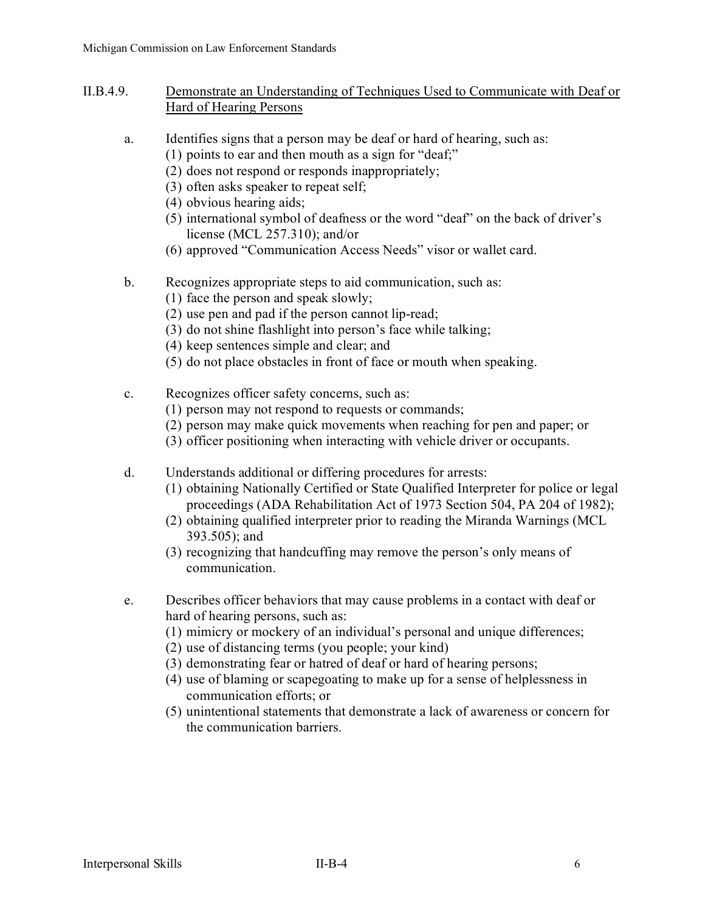## II.B.4.9. Demonstrate an Understanding of Techniques Used to Communicate with Deaf or Hard of Hearing Persons

a. Identifies signs that a person may be deaf or hard of hearing, such as:
   (1) points to ear and then mouth as a sign for "deaf;"
   (2) does not respond or responds inappropriately;
   (3) often asks speaker to repeat self;
   (4) obvious hearing aids;
   (5) international symbol of deafness or the word "deaf" on the back of driver's license (MCL 257.310); and/or
   (6) approved "Communication Access Needs" visor or wallet card.

b. Recognizes appropriate steps to aid communication, such as:
   (1) face the person and speak slowly;
   (2) use pen and pad if the person cannot lip-read;
   (3) do not shine flashlight into person's face while talking;
   (4) keep sentences simple and clear; and
   (5) do not place obstacles in front of face or mouth when speaking.

c. Recognizes officer safety concerns, such as:
   (1) person may not respond to requests or commands;
   (2) person may make quick movements when reaching for pen and paper; or
   (3) officer positioning when interacting with vehicle driver or occupants.

d. Understands additional or differing procedures for arrests:
   (1) obtaining Nationally Certified or State Qualified Interpreter for police or legal proceedings (ADA Rehabilitation Act of 1973 Section 504, PA 204 of 1982);
   (2) obtaining qualified interpreter prior to reading the Miranda Warnings (MCL 393.505); and
   (3) recognizing that handcuffing may remove the person's only means of communication.

e. Describes officer behaviors that may cause problems in a contact with deaf or hard of hearing persons, such as:
   (1) mimicry or mockery of an individual's personal and unique differences;
   (2) use of distancing terms (you people; your kind)
   (3) demonstrating fear or hatred of deaf or hard of hearing persons;
   (4) use of blaming or scapegoating to make up for a sense of helplessness in communication efforts; or
   (5) unintentional statements that demonstrate a lack of awareness or concern for the communication barriers.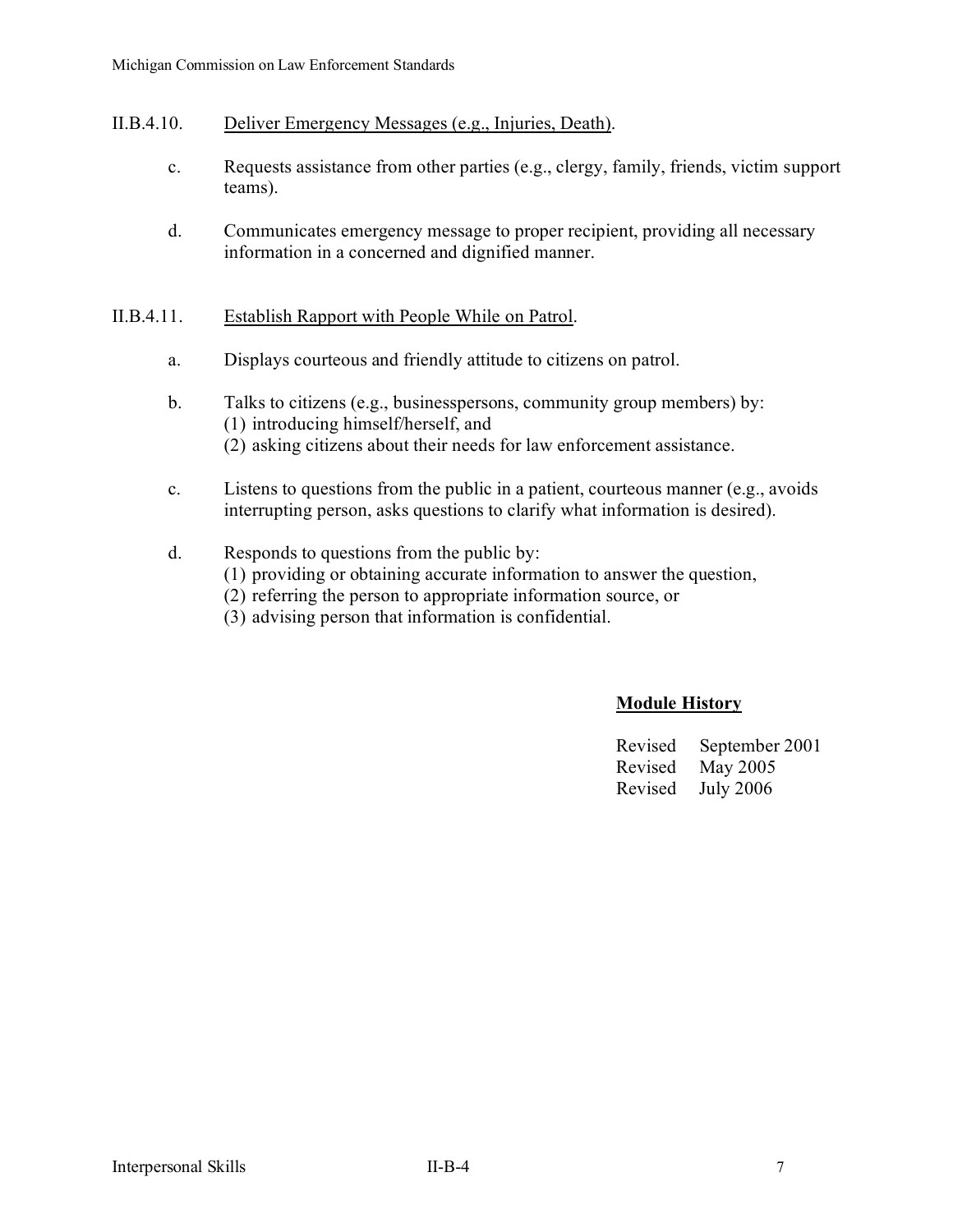II.B.4.10. <u>Deliver Emergency Messages (e.g., Injuries, Death)</u>.

c. Requests assistance from other parties (e.g., clergy, family, friends, victim support teams).

d. Communicates emergency message to proper recipient, providing all necessary information in a concerned and dignified manner.

II.B.4.11. <u>Establish Rapport with People While on Patrol</u>.

a. Displays courteous and friendly attitude to citizens on patrol.

b. Talks to citizens (e.g., businesspersons, community group members) by:
(1) introducing himself/herself, and
(2) asking citizens about their needs for law enforcement assistance.

c. Listens to questions from the public in a patient, courteous manner (e.g., avoids interrupting person, asks questions to clarify what information is desired).

d. Responds to questions from the public by:
(1) providing or obtaining accurate information to answer the question,
(2) referring the person to appropriate information source, or
(3) advising person that information is confidential.

**<u>Module History</u>**

Revised September 2001
Revised May 2005
Revised July 2006